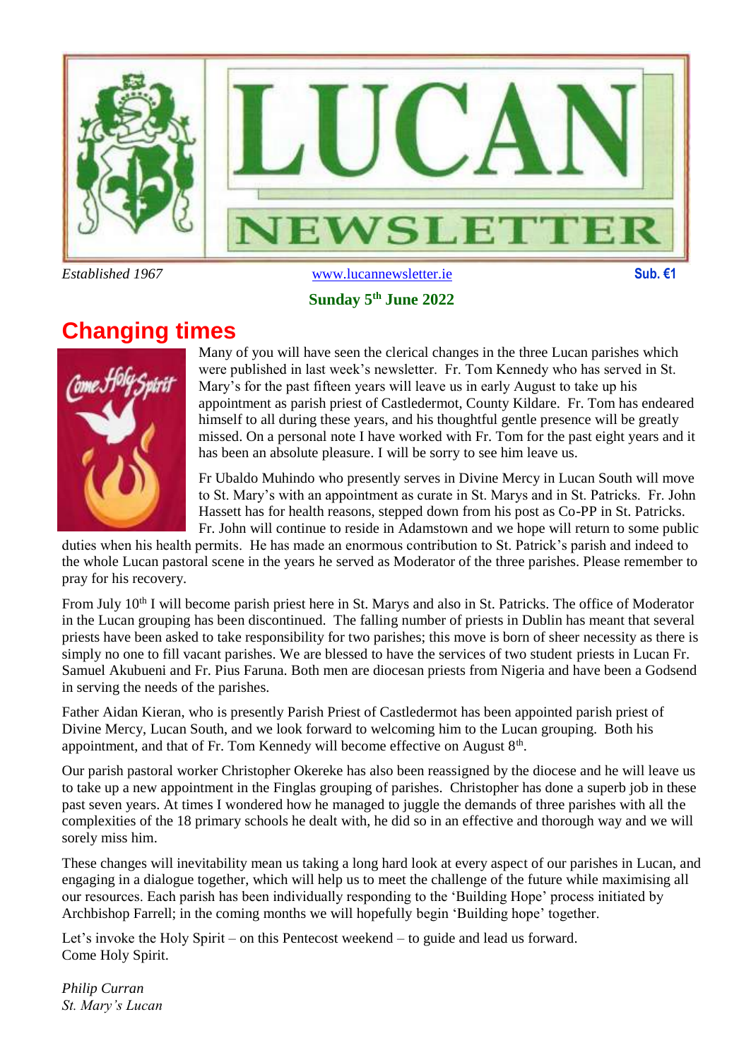# LUCAN NEWSLETTER

*Established 1967* www.lucannewsletter.ie **Sub. €1**

**Sunday 5th June 2022**

## Changing times

Many of you will have seen the clerical changes in the three Lucan parishes which were published in last week's newsletter. Fr. Tom Kennedy who has served in St. Mary's for the past fifteen years will leave us in early August to take up his appointment as parish priest of Castledermot, County Kildare. Fr. Tom has endeared himself to all during these years, and his thoughtful gentle presence will be greatly missed. On a personal note I have worked with Fr. Tom for the past eight years and it has been an absolute pleasure. I will be sorry to see him leave us.

Fr Ubaldo Muhindo who presently serves in Divine Mercy in Lucan South will move to St. Mary's with an appointment as curate in St. Marys and in St. Patricks. Fr. John Hassett has for health reasons, stepped down from his post as Co-PP in St. Patricks. Fr. John will continue to reside in Adamstown and we hope will return to some public duties when his health permits. He has made an enormous contribution to St. Patrick's parish and indeed to the whole Lucan pastoral scene in the years he served as Moderator of the three parishes. Please remember to pray for his recovery.

From July 10th I will become parish priest here in St. Marys and also in St. Patricks. The office of Moderator in the Lucan grouping has been discontinued. The falling number of priests in Dublin has meant that several priests have been asked to take responsibility for two parishes; this move is born of sheer necessity as there is simply no one to fill vacant parishes. We are blessed to have the services of two student priests in Lucan Fr. Samuel Akubueni and Fr. Pius Faruna. Both men are diocesan priests from Nigeria and have been a Godsend in serving the needs of the parishes.

Father Aidan Kieran, who is presently Parish Priest of Castledermot has been appointed parish priest of Divine Mercy, Lucan South, and we look forward to welcoming him to the Lucan grouping. Both his appointment, and that of Fr. Tom Kennedy will become effective on August 8th.

Our parish pastoral worker Christopher Okereke has also been reassigned by the diocese and he will leave us to take up a new appointment in the Finglas grouping of parishes. Christopher has done a superb job in these past seven years. At times I wondered how he managed to juggle the demands of three parishes with all the complexities of the 18 primary schools he dealt with, he did so in an effective and thorough way and we will sorely miss him.

These changes will inevitability mean us taking a long hard look at every aspect of our parishes in Lucan, and engaging in a dialogue together, which will help us to meet the challenge of the future while maximising all our resources. Each parish has been individually responding to the 'Building Hope' process initiated by Archbishop Farrell; in the coming months we will hopefully begin 'Building hope' together.

Let's invoke the Holy Spirit – on this Pentecost weekend – to guide and lead us forward.
Come Holy Spirit.

*Philip Curran*
*St. Mary's Lucan*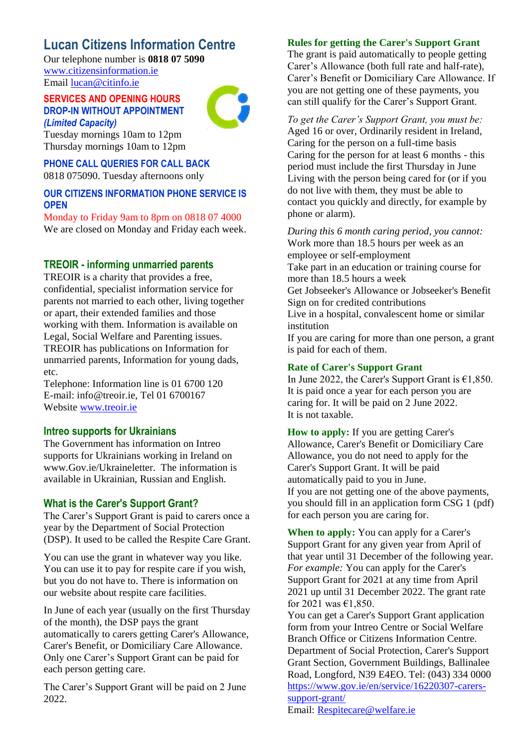## Lucan Citizens Information Centre

Our telephone number is **0818 07 5090**
www.citizensinformation.ie
Email lucan@citinfo.ie

### SERVICES AND OPENING HOURS

### DROP-IN WITHOUT APPOINTMENT

### *(Limited Capacity)*

Tuesday mornings 10am to 12pm
Thursday mornings 10am to 12pm

### PHONE CALL QUERIES FOR CALL BACK

0818 075090. Tuesday afternoons only

### OUR CITIZENS INFORMATION PHONE SERVICE IS OPEN

Monday to Friday 9am to 8pm on 0818 07 4000
We are closed on Monday and Friday each week.

## TREOIR - informing unmarried parents

TREOIR is a charity that provides a free, confidential, specialist information service for parents not married to each other, living together or apart, their extended families and those working with them. Information is available on Legal, Social Welfare and Parenting issues. TREOIR has publications on Information for unmarried parents, Information for young dads, etc.

Telephone: Information line is 01 6700 120
E-mail: info@treoir.ie, Tel 01 6700167
Website www.treoir.ie

## Intreo supports for Ukrainians

The Government has information on Intreo supports for Ukrainians working in Ireland on www.Gov.ie/Ukraineletter. The information is available in Ukrainian, Russian and English.

## What is the Carer's Support Grant?

The Carer's Support Grant is paid to carers once a year by the Department of Social Protection (DSP). It used to be called the Respite Care Grant.

You can use the grant in whatever way you like. You can use it to pay for respite care if you wish, but you do not have to. There is information on our website about respite care facilities.

In June of each year (usually on the first Thursday of the month), the DSP pays the grant automatically to carers getting Carer's Allowance, Carer's Benefit, or Domiciliary Care Allowance. Only one Carer's Support Grant can be paid for each person getting care.

The Carer's Support Grant will be paid on 2 June 2022.

### Rules for getting the Carer's Support Grant

The grant is paid automatically to people getting Carer's Allowance (both full rate and half-rate), Carer's Benefit or Domiciliary Care Allowance. If you are not getting one of these payments, you can still qualify for the Carer's Support Grant.

*To get the Carer's Support Grant, you must be:*
Aged 16 or over, Ordinarily resident in Ireland,
Caring for the person on a full-time basis
Caring for the person for at least 6 months - this period must include the first Thursday in June
Living with the person being cared for (or if you do not live with them, they must be able to contact you quickly and directly, for example by phone or alarm).

*During this 6 month caring period, you cannot:*
Work more than 18.5 hours per week as an employee or self-employment
Take part in an education or training course for more than 18.5 hours a week
Get Jobseeker's Allowance or Jobseeker's Benefit
Sign on for credited contributions
Live in a hospital, convalescent home or similar institution
If you are caring for more than one person, a grant is paid for each of them.

### Rate of Carer's Support Grant

In June 2022, the Carer's Support Grant is €1,850. It is paid once a year for each person you are caring for. It will be paid on 2 June 2022.
It is not taxable.

**How to apply:** If you are getting Carer's Allowance, Carer's Benefit or Domiciliary Care Allowance, you do not need to apply for the Carer's Support Grant. It will be paid automatically paid to you in June.
If you are not getting one of the above payments, you should fill in an application form CSG 1 (pdf) for each person you are caring for.

**When to apply:** You can apply for a Carer's Support Grant for any given year from April of that year until 31 December of the following year. *For example:* You can apply for the Carer's Support Grant for 2021 at any time from April 2021 up until 31 December 2022. The grant rate for 2021 was €1,850.
You can get a Carer's Support Grant application form from your Intreo Centre or Social Welfare Branch Office or Citizens Information Centre.
Department of Social Protection, Carer's Support Grant Section, Government Buildings, Ballinalee Road, Longford, N39 E4EO. Tel: (043) 334 0000
https://www.gov.ie/en/service/16220307-carers-support-grant/
Email: Respitecare@welfare.ie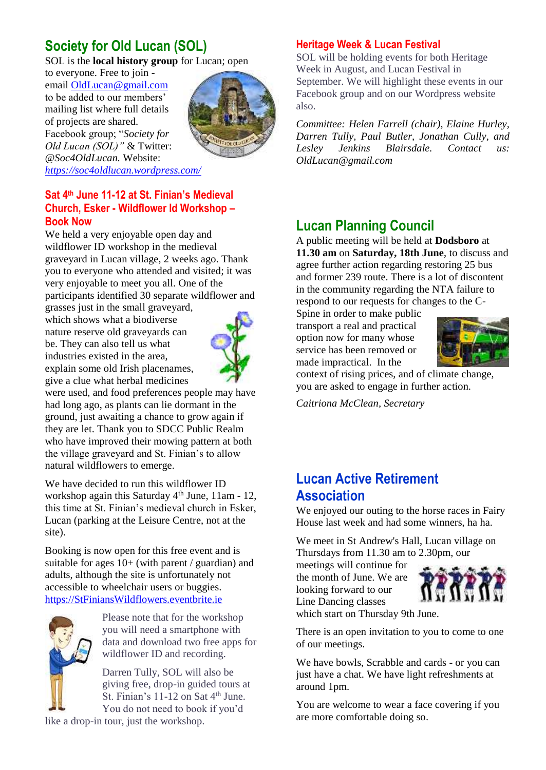## Society for Old Lucan (SOL)

SOL is the **local history group** for Lucan; open to everyone. Free to join - email OldLucan@gmail.com to be added to our members' mailing list where full details of projects are shared. Facebook group; "*Society for Old Lucan (SOL)"* & Twitter: *@Soc4OldLucan.* Website: *https://soc4oldlucan.wordpress.com/*

### Sat 4th June 11-12 at St. Finian's Medieval Church, Esker - Wildflower Id Workshop – Book Now

We held a very enjoyable open day and wildflower ID workshop in the medieval graveyard in Lucan village, 2 weeks ago. Thank you to everyone who attended and visited; it was very enjoyable to meet you all. One of the participants identified 30 separate wildflower and grasses just in the small graveyard, which shows what a biodiverse nature reserve old graveyards can be. They can also tell us what industries existed in the area, explain some old Irish placenames, give a clue what herbal medicines were used, and food preferences people may have had long ago, as plants can lie dormant in the ground, just awaiting a chance to grow again if they are let. Thank you to SDCC Public Realm who have improved their mowing pattern at both the village graveyard and St. Finian's to allow natural wildflowers to emerge.

We have decided to run this wildflower ID workshop again this Saturday 4th June, 11am - 12, this time at St. Finian's medieval church in Esker, Lucan (parking at the Leisure Centre, not at the site).

Booking is now open for this free event and is suitable for ages 10+ (with parent / guardian) and adults, although the site is unfortunately not accessible to wheelchair users or buggies. https://StFiniansWildflowers.eventbrite.ie

Please note that for the workshop you will need a smartphone with data and download two free apps for wildflower ID and recording.

Darren Tully, SOL will also be giving free, drop-in guided tours at St. Finian's 11-12 on Sat 4th June. You do not need to book if you'd like a drop-in tour, just the workshop.

### Heritage Week & Lucan Festival

SOL will be holding events for both Heritage Week in August, and Lucan Festival in September. We will highlight these events in our Facebook group and on our Wordpress website also.

*Committee: Helen Farrell (chair), Elaine Hurley, Darren Tully, Paul Butler, Jonathan Cully, and Lesley Jenkins Blairsdale. Contact us: OldLucan@gmail.com*

## Lucan Planning Council

A public meeting will be held at **Dodsboro** at **11.30 am** on **Saturday, 18th June**, to discuss and agree further action regarding restoring 25 bus and former 239 route. There is a lot of discontent in the community regarding the NTA failure to respond to our requests for changes to the C-Spine in order to make public transport a real and practical option now for many whose service has been removed or made impractical. In the context of rising prices, and of climate change, you are asked to engage in further action.

*Caitriona McClean, Secretary*

## Lucan Active Retirement Association

We enjoyed our outing to the horse races in Fairy House last week and had some winners, ha ha.

We meet in St Andrew's Hall, Lucan village on Thursdays from 11.30 am to 2.30pm, our meetings will continue for the month of June. We are looking forward to our Line Dancing classes which start on Thursday 9th June.

There is an open invitation to you to come to one of our meetings.

We have bowls, Scrabble and cards - or you can just have a chat. We have light refreshments at around 1pm.

You are welcome to wear a face covering if you are more comfortable doing so.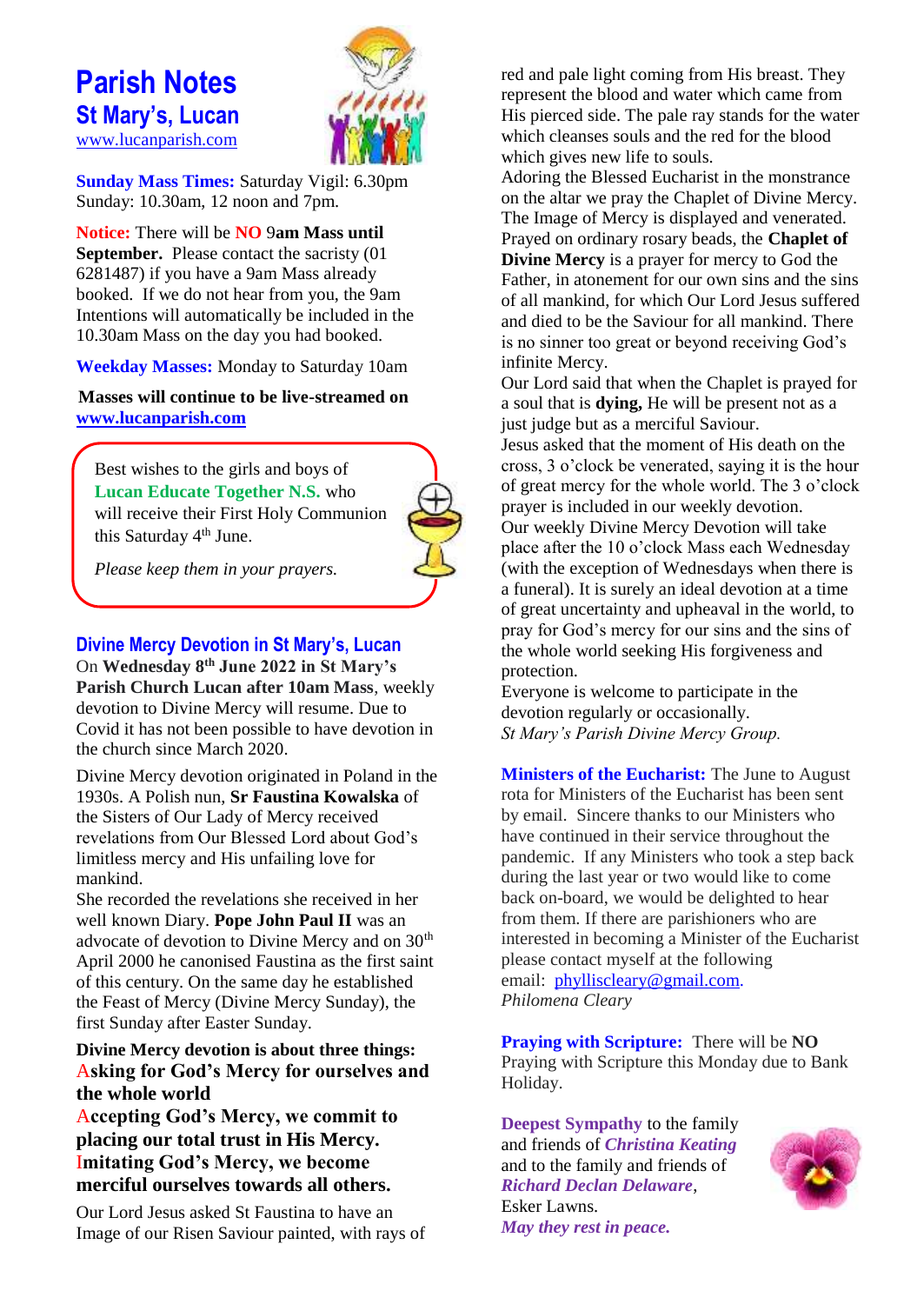# Parish Notes

## St Mary's, Lucan

www.lucanparish.com

**Sunday Mass Times:** Saturday Vigil: 6.30pm Sunday: 10.30am, 12 noon and 7pm.

**Notice:** There will be **NO** 9**am Mass until September.** Please contact the sacristy (01 6281487) if you have a 9am Mass already booked. If we do not hear from you, the 9am Intentions will automatically be included in the 10.30am Mass on the day you had booked.

**Weekday Masses:** Monday to Saturday 10am

**Masses will continue to be live-streamed on www.lucanparish.com**

Best wishes to the girls and boys of **Lucan Educate Together N.S.** who will receive their First Holy Communion this Saturday 4th June.

*Please keep them in your prayers.*

### Divine Mercy Devotion in St Mary's, Lucan

On **Wednesday 8th June 2022 in St Mary's Parish Church Lucan after 10am Mass**, weekly devotion to Divine Mercy will resume. Due to Covid it has not been possible to have devotion in the church since March 2020.

Divine Mercy devotion originated in Poland in the 1930s. A Polish nun, **Sr Faustina Kowalska** of the Sisters of Our Lady of Mercy received revelations from Our Blessed Lord about God's limitless mercy and His unfailing love for mankind.

She recorded the revelations she received in her well known Diary. **Pope John Paul II** was an advocate of devotion to Divine Mercy and on 30th April 2000 he canonised Faustina as the first saint of this century. On the same day he established the Feast of Mercy (Divine Mercy Sunday), the first Sunday after Easter Sunday.

**Divine Mercy devotion is about three things:**

**Asking for God's Mercy for ourselves and the whole world**

**Accepting God's Mercy, we commit to placing our total trust in His Mercy.**

**Imitating God's Mercy, we become merciful ourselves towards all others.**

Our Lord Jesus asked St Faustina to have an Image of our Risen Saviour painted, with rays of red and pale light coming from His breast. They represent the blood and water which came from His pierced side. The pale ray stands for the water which cleanses souls and the red for the blood which gives new life to souls.

Adoring the Blessed Eucharist in the monstrance on the altar we pray the Chaplet of Divine Mercy. The Image of Mercy is displayed and venerated. Prayed on ordinary rosary beads, the **Chaplet of Divine Mercy** is a prayer for mercy to God the Father, in atonement for our own sins and the sins of all mankind, for which Our Lord Jesus suffered and died to be the Saviour for all mankind. There is no sinner too great or beyond receiving God's infinite Mercy.

Our Lord said that when the Chaplet is prayed for a soul that is **dying,** He will be present not as a just judge but as a merciful Saviour.

Jesus asked that the moment of His death on the cross, 3 o'clock be venerated, saying it is the hour of great mercy for the whole world. The 3 o'clock prayer is included in our weekly devotion.

Our weekly Divine Mercy Devotion will take place after the 10 o'clock Mass each Wednesday (with the exception of Wednesdays when there is a funeral). It is surely an ideal devotion at a time of great uncertainty and upheaval in the world, to pray for God's mercy for our sins and the sins of the whole world seeking His forgiveness and protection.

Everyone is welcome to participate in the devotion regularly or occasionally.

*St Mary's Parish Divine Mercy Group.*

**Ministers of the Eucharist:** The June to August rota for Ministers of the Eucharist has been sent by email. Sincere thanks to our Ministers who have continued in their service throughout the pandemic. If any Ministers who took a step back during the last year or two would like to come back on-board, we would be delighted to hear from them. If there are parishioners who are interested in becoming a Minister of the Eucharist please contact myself at the following email: phylliscleary@gmail.com.

*Philomena Cleary*

**Praying with Scripture:** There will be **NO** Praying with Scripture this Monday due to Bank Holiday.

**Deepest Sympathy** to the family and friends of ***Christina Keating*** and to the family and friends of ***Richard Declan Delaware***, Esker Lawns.

***May they rest in peace.***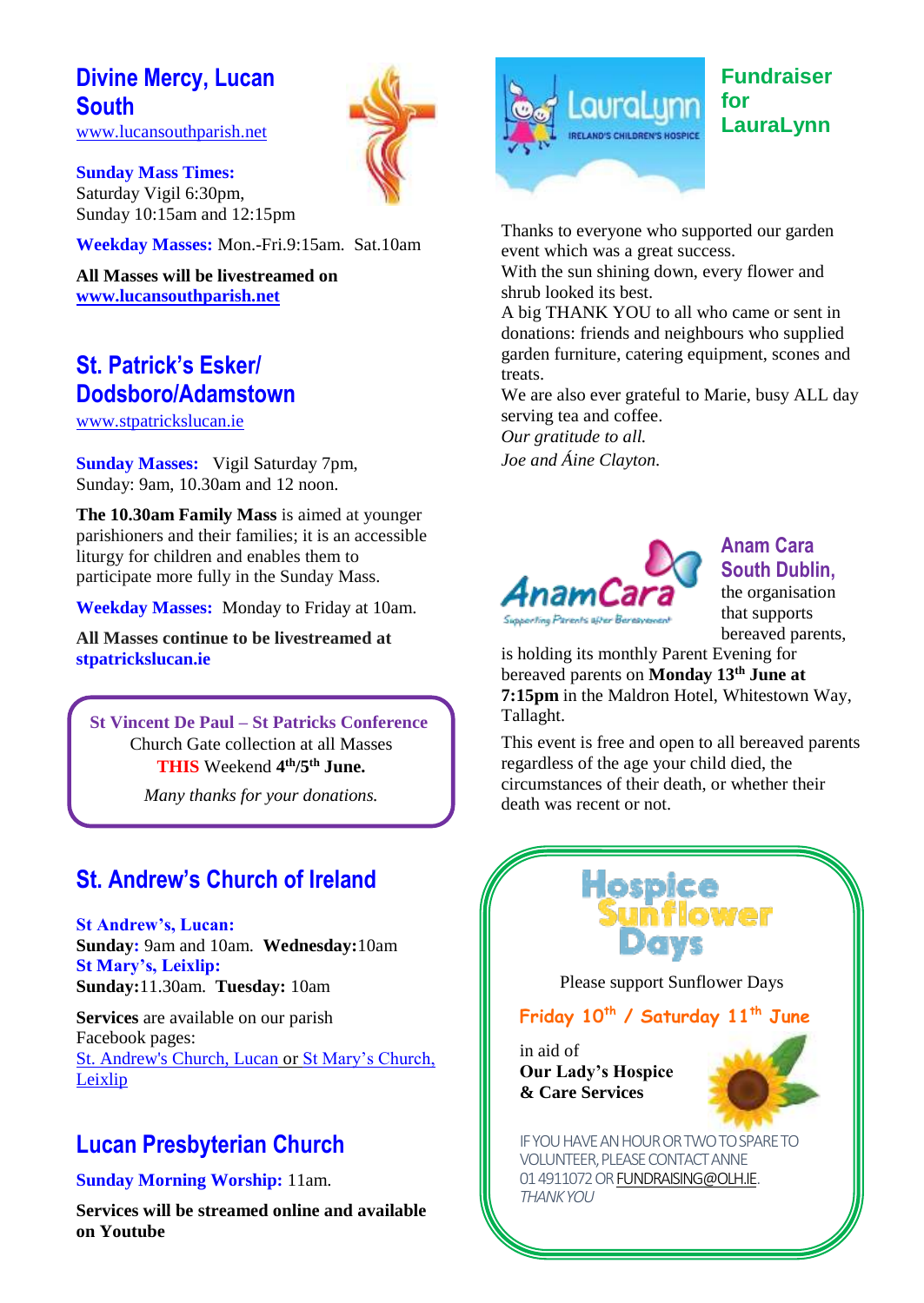## Divine Mercy, Lucan South

www.lucansouthparish.net

**Sunday Mass Times:**
Saturday Vigil 6:30pm,
Sunday 10:15am and 12:15pm

**Weekday Masses:** Mon.-Fri.9:15am. Sat.10am

**All Masses will be livestreamed on www.lucansouthparish.net**

## St. Patrick's Esker/ Dodsboro/Adamstown

www.stpatrickslucan.ie

**Sunday Masses:** Vigil Saturday 7pm,
Sunday: 9am, 10.30am and 12 noon.

**The 10.30am Family Mass** is aimed at younger parishioners and their families; it is an accessible liturgy for children and enables them to participate more fully in the Sunday Mass.

**Weekday Masses:** Monday to Friday at 10am.

**All Masses continue to be livestreamed at stpatrickslucan.ie**

**St Vincent De Paul – St Patricks Conference**
Church Gate collection at all Masses
THIS Weekend **4th/5th June.**
*Many thanks for your donations.*

## St. Andrew's Church of Ireland

**St Andrew's, Lucan:**
**Sunday:** 9am and 10am. **Wednesday:**10am
**St Mary's, Leixlip:**
**Sunday:**11.30am. **Tuesday:** 10am

**Services** are available on our parish Facebook pages:
St. Andrew's Church, Lucan or St Mary's Church, Leixlip

## Lucan Presbyterian Church

**Sunday Morning Worship:** 11am.

**Services will be streamed online and available on Youtube**

## Fundraiser for LauraLynn

Thanks to everyone who supported our garden event which was a great success.
With the sun shining down, every flower and shrub looked its best.
A big THANK YOU to all who came or sent in donations: friends and neighbours who supplied garden furniture, catering equipment, scones and treats.
We are also ever grateful to Marie, busy ALL day serving tea and coffee.
*Our gratitude to all.*
*Joe and Áine Clayton.*

## Anam Cara South Dublin,

the organisation that supports bereaved parents, is holding its monthly Parent Evening for bereaved parents on **Monday 13th June at 7:15pm** in the Maldron Hotel, Whitestown Way, Tallaght.

This event is free and open to all bereaved parents regardless of the age your child died, the circumstances of their death, or whether their death was recent or not.

## Hospice Sunflower Days

Please support Sunflower Days

**Friday 10th / Saturday 11th June**

in aid of
**Our Lady's Hospice & Care Services**

IF YOU HAVE AN HOUR OR TWO TO SPARE TO VOLUNTEER, PLEASE CONTACT ANNE 01 4911072 OR FUNDRAISING@OLH.IE.
*THANK YOU*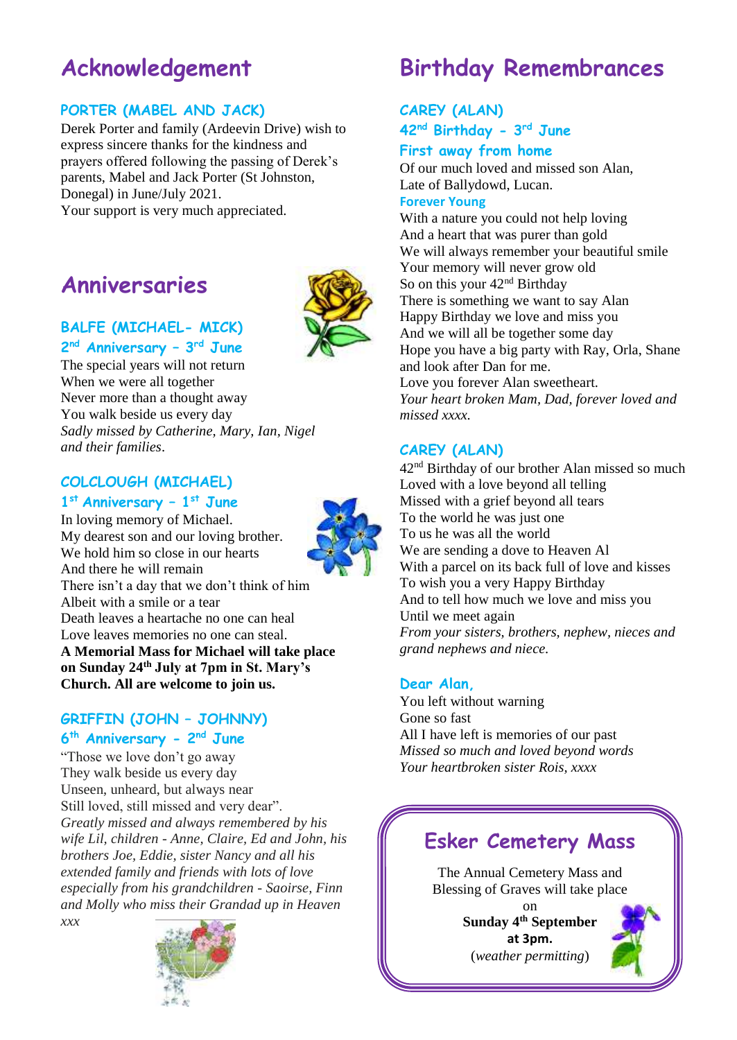# Acknowledgement

### PORTER (MABEL AND JACK)

Derek Porter and family (Ardeevin Drive) wish to express sincere thanks for the kindness and prayers offered following the passing of Derek's parents, Mabel and Jack Porter (St Johnston, Donegal) in June/July 2021.
Your support is very much appreciated.

# Anniversaries

### BALFE (MICHAEL- MICK)
### 2nd Anniversary – 3rd June

The special years will not return
When we were all together
Never more than a thought away
You walk beside us every day
*Sadly missed by Catherine, Mary, Ian, Nigel and their families*.

### COLCLOUGH (MICHAEL)
### 1st Anniversary – 1st June

In loving memory of Michael.
My dearest son and our loving brother.
We hold him so close in our hearts
And there he will remain
There isn't a day that we don't think of him
Albeit with a smile or a tear
Death leaves a heartache no one can heal
Love leaves memories no one can steal.
**A Memorial Mass for Michael will take place on Sunday 24th July at 7pm in St. Mary's Church. All are welcome to join us.**

### GRIFFIN (JOHN – JOHNNY)
### 6th Anniversary - 2nd June

"Those we love don't go away
They walk beside us every day
Unseen, unheard, but always near
Still loved, still missed and very dear".
*Greatly missed and always remembered by his wife Lil, children - Anne, Claire, Ed and John, his brothers Joe, Eddie, sister Nancy and all his extended family and friends with lots of love especially from his grandchildren - Saoirse, Finn and Molly who miss their Grandad up in Heaven xxx*

# Birthday Remembrances

### CAREY (ALAN)
### 42nd Birthday - 3rd June
### First away from home

Of our much loved and missed son Alan,
Late of Ballydowd, Lucan.

**Forever Young**

With a nature you could not help loving
And a heart that was purer than gold
We will always remember your beautiful smile
Your memory will never grow old
So on this your 42nd Birthday
There is something we want to say Alan
Happy Birthday we love and miss you
And we will all be together some day
Hope you have a big party with Ray, Orla, Shane and look after Dan for me.
Love you forever Alan sweetheart.
*Your heart broken Mam, Dad, forever loved and missed xxxx.*

### CAREY (ALAN)

42nd Birthday of our brother Alan missed so much
Loved with a love beyond all telling
Missed with a grief beyond all tears
To the world he was just one
To us he was all the world
We are sending a dove to Heaven Al
With a parcel on its back full of love and kisses
To wish you a very Happy Birthday
And to tell how much we love and miss you
Until we meet again
*From your sisters, brothers, nephew, nieces and grand nephews and niece.*

### Dear Alan,

You left without warning
Gone so fast
All I have left is memories of our past
*Missed so much and loved beyond words*
*Your heartbroken sister Rois, xxxx*

## Esker Cemetery Mass

The Annual Cemetery Mass and Blessing of Graves will take place on
**Sunday 4th September**
**at 3pm.**
(*weather permitting*)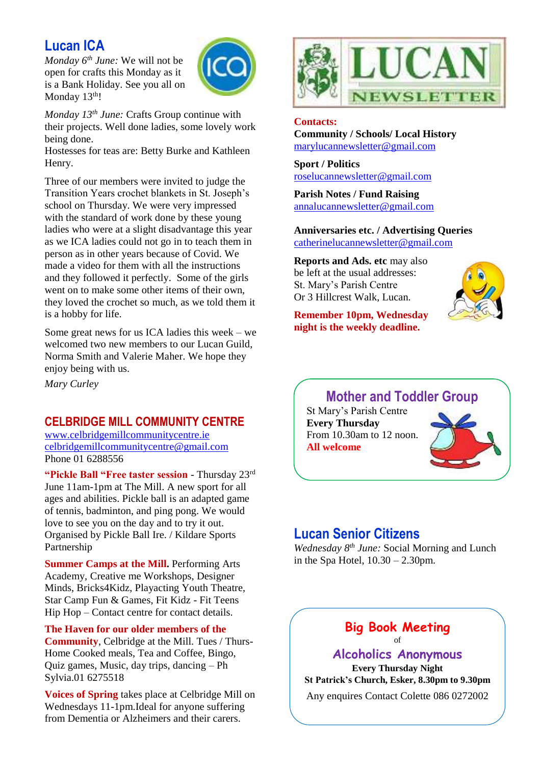## Lucan ICA

*Monday 6th June:* We will not be open for crafts this Monday as it is a Bank Holiday. See you all on Monday 13th!

*Monday 13th June:* Crafts Group continue with their projects. Well done ladies, some lovely work being done.
Hostesses for teas are: Betty Burke and Kathleen Henry.

Three of our members were invited to judge the Transition Years crochet blankets in St. Joseph's school on Thursday. We were very impressed with the standard of work done by these young ladies who were at a slight disadvantage this year as we ICA ladies could not go in to teach them in person as in other years because of Covid. We made a video for them with all the instructions and they followed it perfectly. Some of the girls went on to make some other items of their own, they loved the crochet so much, as we told them it is a hobby for life.

Some great news for us ICA ladies this week – we welcomed two new members to our Lucan Guild, Norma Smith and Valerie Maher. We hope they enjoy being with us.

*Mary Curley*

## CELBRIDGE MILL COMMUNITY CENTRE

www.celbridgemillcommunitycentre.ie
celbridgemillcommunitycentre@gmail.com
Phone 01 6288556

**"Pickle Ball "Free taster session** - Thursday 23rd June 11am-1pm at The Mill. A new sport for all ages and abilities. Pickle ball is an adapted game of tennis, badminton, and ping pong. We would love to see you on the day and to try it out. Organised by Pickle Ball Ire. / Kildare Sports Partnership

**Summer Camps at the Mill.** Performing Arts Academy, Creative me Workshops, Designer Minds, Bricks4Kidz, Playacting Youth Theatre, Star Camp Fun & Games, Fit Kidz - Fit Teens Hip Hop – Contact centre for contact details.

**The Haven for our older members of the Community**, Celbridge at the Mill. Tues / Thurs- Home Cooked meals, Tea and Coffee, Bingo, Quiz games, Music, day trips, dancing – Ph Sylvia.01 6275518

**Voices of Spring** takes place at Celbridge Mill on Wednesdays 11-1pm.Ideal for anyone suffering from Dementia or Alzheimers and their carers.

# LUCAN NEWSLETTER

**Contacts:**

**Community / Schools/ Local History**
marylucannewsletter@gmail.com

**Sport / Politics**
roselucannewsletter@gmail.com

**Parish Notes / Fund Raising**
annalucannewsletter@gmail.com

**Anniversaries etc. / Advertising Queries**
catherinelucannewsletter@gmail.com

**Reports and Ads. etc** may also be left at the usual addresses:
St. Mary's Parish Centre
Or 3 Hillcrest Walk, Lucan.

**Remember 10pm, Wednesday night is the weekly deadline.**

## Mother and Toddler Group

St Mary's Parish Centre
**Every Thursday**
From 10.30am to 12 noon.
**All welcome**

## Lucan Senior Citizens

*Wednesday 8th June:* Social Morning and Lunch in the Spa Hotel, 10.30 – 2.30pm.

## Big Book Meeting
of
## Alcoholics Anonymous

**Every Thursday Night**
**St Patrick's Church, Esker, 8.30pm to 9.30pm**

Any enquires Contact Colette 086 0272002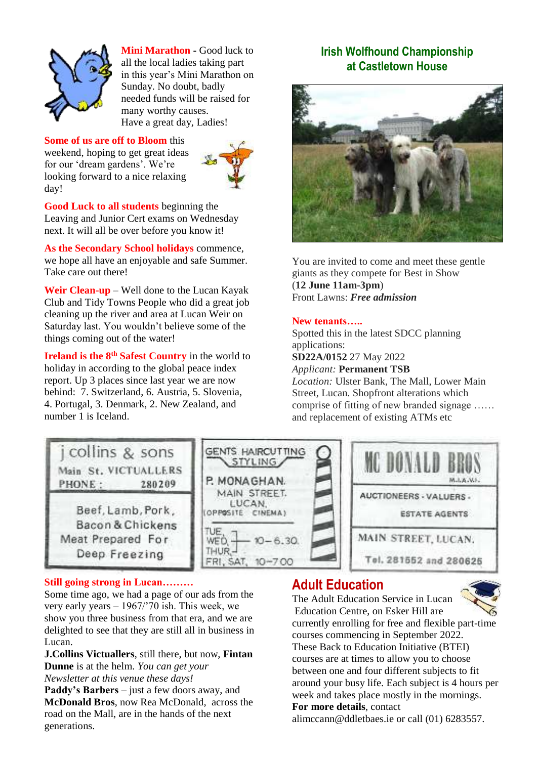**Mini Marathon** - Good luck to all the local ladies taking part in this year's Mini Marathon on Sunday. No doubt, badly needed funds will be raised for many worthy causes. Have a great day, Ladies!

**Some of us are off to Bloom** this weekend, hoping to get great ideas for our 'dream gardens'. We're looking forward to a nice relaxing day!

**Good Luck to all students** beginning the Leaving and Junior Cert exams on Wednesday next. It will all be over before you know it!

**As the Secondary School holidays** commence, we hope all have an enjoyable and safe Summer. Take care out there!

**Weir Clean-up** – Well done to the Lucan Kayak Club and Tidy Towns People who did a great job cleaning up the river and area at Lucan Weir on Saturday last. You wouldn't believe some of the things coming out of the water!

**Ireland is the 8th Safest Country** in the world to holiday in according to the global peace index report. Up 3 places since last year we are now behind: 7. Switzerland, 6. Austria, 5. Slovenia, 4. Portugal, 3. Denmark, 2. New Zealand, and number 1 is Iceland.

## Irish Wolfhound Championship at Castletown House

You are invited to come and meet these gentle giants as they compete for Best in Show (**12 June 11am-3pm**)
Front Lawns: ***Free admission***

**New tenants…..**
Spotted this in the latest SDCC planning applications:
**SD22A/0152** 27 May 2022
*Applicant:* **Permanent TSB**
*Location:* Ulster Bank, The Mall, Lower Main Street, Lucan. Shopfront alterations which comprise of fitting of new branded signage …… and replacement of existing ATMs etc

j collins & sons
Main St. VICTUALLERS
PHONE : 280209
Beef, Lamb, Pork, Bacon & Chickens
Meat Prepared For Deep Freezing

GENTS HAIRCUTTING STYLING
P. MONAGHAN
MAIN STREET. LUCAN.
(OPPOSITE CINEMA)
TUE, WED, THUR, 10–6.30
FRI, SAT, 10–7.00

MC DONALD BROS
M.I.A.V.I.
AUCTIONEERS - VALUERS - ESTATE AGENTS
MAIN STREET, LUCAN.
Tel. 281552 and 280625

**Still going strong in Lucan………**
Some time ago, we had a page of our ads from the very early years – 1967/'70 ish. This week, we show you three business from that era, and we are delighted to see that they are still all in business in Lucan.
**J.Collins Victuallers**, still there, but now, **Fintan Dunne** is at the helm. *You can get your Newsletter at this venue these days!*
**Paddy's Barbers** – just a few doors away, and **McDonald Bros**, now Rea McDonald, across the road on the Mall, are in the hands of the next generations.

## Adult Education

The Adult Education Service in Lucan Education Centre, on Esker Hill are currently enrolling for free and flexible part-time courses commencing in September 2022. These Back to Education Initiative (BTEI) courses are at times to allow you to choose between one and four different subjects to fit around your busy life. Each subject is 4 hours per week and takes place mostly in the mornings.
**For more details**, contact alimccann@ddletbaes.ie or call (01) 6283557.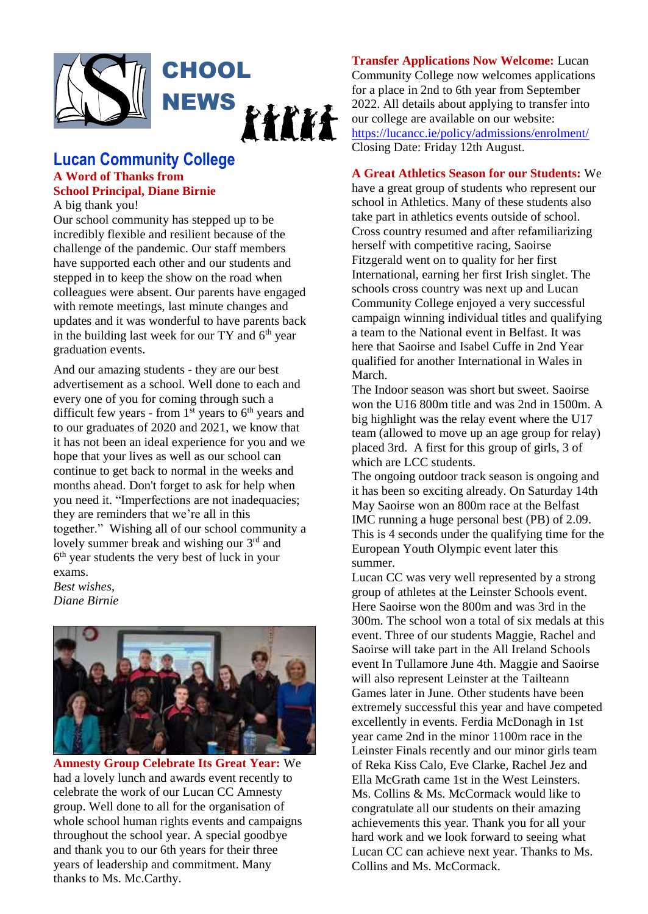# SCHOOL NEWS

## Lucan Community College

### A Word of Thanks from School Principal, Diane Birnie

A big thank you!

Our school community has stepped up to be incredibly flexible and resilient because of the challenge of the pandemic. Our staff members have supported each other and our students and stepped in to keep the show on the road when colleagues were absent. Our parents have engaged with remote meetings, last minute changes and updates and it was wonderful to have parents back in the building last week for our TY and 6th year graduation events.

And our amazing students - they are our best advertisement as a school. Well done to each and every one of you for coming through such a difficult few years - from 1st years to 6th years and to our graduates of 2020 and 2021, we know that it has not been an ideal experience for you and we hope that your lives as well as our school can continue to get back to normal in the weeks and months ahead. Don't forget to ask for help when you need it. "Imperfections are not inadequacies; they are reminders that we're all in this together." Wishing all of our school community a lovely summer break and wishing our 3rd and 6th year students the very best of luck in your exams.

*Best wishes,*
*Diane Birnie*

**Amnesty Group Celebrate Its Great Year:** We had a lovely lunch and awards event recently to celebrate the work of our Lucan CC Amnesty group. Well done to all for the organisation of whole school human rights events and campaigns throughout the school year. A special goodbye and thank you to our 6th years for their three years of leadership and commitment. Many thanks to Ms. Mc.Carthy.

**Transfer Applications Now Welcome:** Lucan Community College now welcomes applications for a place in 2nd to 6th year from September 2022. All details about applying to transfer into our college are available on our website: https://lucancc.ie/policy/admissions/enrolment/ Closing Date: Friday 12th August.

**A Great Athletics Season for our Students:** We have a great group of students who represent our school in Athletics. Many of these students also take part in athletics events outside of school. Cross country resumed and after refamiliarizing herself with competitive racing, Saoirse Fitzgerald went on to quality for her first International, earning her first Irish singlet. The schools cross country was next up and Lucan Community College enjoyed a very successful campaign winning individual titles and qualifying a team to the National event in Belfast. It was here that Saoirse and Isabel Cuffe in 2nd Year qualified for another International in Wales in March.

The Indoor season was short but sweet. Saoirse won the U16 800m title and was 2nd in 1500m. A big highlight was the relay event where the U17 team (allowed to move up an age group for relay) placed 3rd. A first for this group of girls, 3 of which are LCC students.

The ongoing outdoor track season is ongoing and it has been so exciting already. On Saturday 14th May Saoirse won an 800m race at the Belfast IMC running a huge personal best (PB) of 2.09. This is 4 seconds under the qualifying time for the European Youth Olympic event later this summer.

Lucan CC was very well represented by a strong group of athletes at the Leinster Schools event. Here Saoirse won the 800m and was 3rd in the 300m. The school won a total of six medals at this event. Three of our students Maggie, Rachel and Saoirse will take part in the All Ireland Schools event In Tullamore June 4th. Maggie and Saoirse will also represent Leinster at the Tailteann Games later in June. Other students have been extremely successful this year and have competed excellently in events. Ferdia McDonagh in 1st year came 2nd in the minor 1100m race in the Leinster Finals recently and our minor girls team of Reka Kiss Calo, Eve Clarke, Rachel Jez and Ella McGrath came 1st in the West Leinsters. Ms. Collins & Ms. McCormack would like to congratulate all our students on their amazing achievements this year. Thank you for all your hard work and we look forward to seeing what Lucan CC can achieve next year. Thanks to Ms. Collins and Ms. McCormack.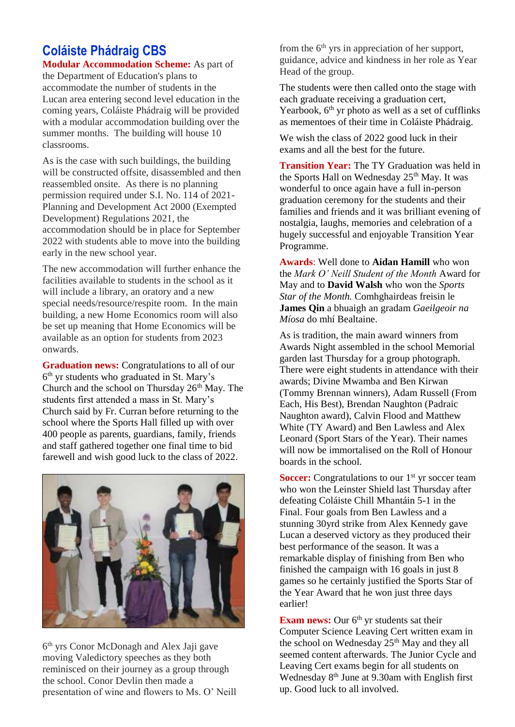## Coláiste Phádraig CBS

**Modular Accommodation Scheme:** As part of the Department of Education's plans to accommodate the number of students in the Lucan area entering second level education in the coming years, Coláiste Phádraig will be provided with a modular accommodation building over the summer months. The building will house 10 classrooms.

As is the case with such buildings, the building will be constructed offsite, disassembled and then reassembled onsite. As there is no planning permission required under S.I. No. 114 of 2021- Planning and Development Act 2000 (Exempted Development) Regulations 2021, the accommodation should be in place for September 2022 with students able to move into the building early in the new school year.

The new accommodation will further enhance the facilities available to students in the school as it will include a library, an oratory and a new special needs/resource/respite room. In the main building, a new Home Economics room will also be set up meaning that Home Economics will be available as an option for students from 2023 onwards.

**Graduation news:** Congratulations to all of our 6th yr students who graduated in St. Mary's Church and the school on Thursday 26th May. The students first attended a mass in St. Mary's Church said by Fr. Curran before returning to the school where the Sports Hall filled up with over 400 people as parents, guardians, family, friends and staff gathered together one final time to bid farewell and wish good luck to the class of 2022.

6th yrs Conor McDonagh and Alex Jaji gave moving Valedictory speeches as they both reminisced on their journey as a group through the school. Conor Devlin then made a presentation of wine and flowers to Ms. O' Neill from the 6th yrs in appreciation of her support, guidance, advice and kindness in her role as Year Head of the group.

The students were then called onto the stage with each graduate receiving a graduation cert, Yearbook, 6th yr photo as well as a set of cufflinks as mementoes of their time in Coláiste Phádraig.

We wish the class of 2022 good luck in their exams and all the best for the future.

**Transition Year:** The TY Graduation was held in the Sports Hall on Wednesday 25th May. It was wonderful to once again have a full in-person graduation ceremony for the students and their families and friends and it was brilliant evening of nostalgia, laughs, memories and celebration of a hugely successful and enjoyable Transition Year Programme.

**Awards**: Well done to **Aidan Hamill** who won the *Mark O' Neill Student of the Month* Award for May and to **David Walsh** who won the *Sports Star of the Month.* Comhghairdeas freisin le **James Qin** a bhuaigh an gradam *Gaeilgeoir na Míosa* do mhí Bealtaine.

As is tradition, the main award winners from Awards Night assembled in the school Memorial garden last Thursday for a group photograph. There were eight students in attendance with their awards; Divine Mwamba and Ben Kirwan (Tommy Brennan winners), Adam Russell (From Each, His Best), Brendan Naughton (Padraic Naughton award), Calvin Flood and Matthew White (TY Award) and Ben Lawless and Alex Leonard (Sport Stars of the Year). Their names will now be immortalised on the Roll of Honour boards in the school.

**Soccer:** Congratulations to our 1st yr soccer team who won the Leinster Shield last Thursday after defeating Coláiste Chill Mhantáin 5-1 in the Final. Four goals from Ben Lawless and a stunning 30yrd strike from Alex Kennedy gave Lucan a deserved victory as they produced their best performance of the season. It was a remarkable display of finishing from Ben who finished the campaign with 16 goals in just 8 games so he certainly justified the Sports Star of the Year Award that he won just three days earlier!

**Exam news:** Our 6th yr students sat their Computer Science Leaving Cert written exam in the school on Wednesday 25th May and they all seemed content afterwards. The Junior Cycle and Leaving Cert exams begin for all students on Wednesday 8th June at 9.30am with English first up. Good luck to all involved.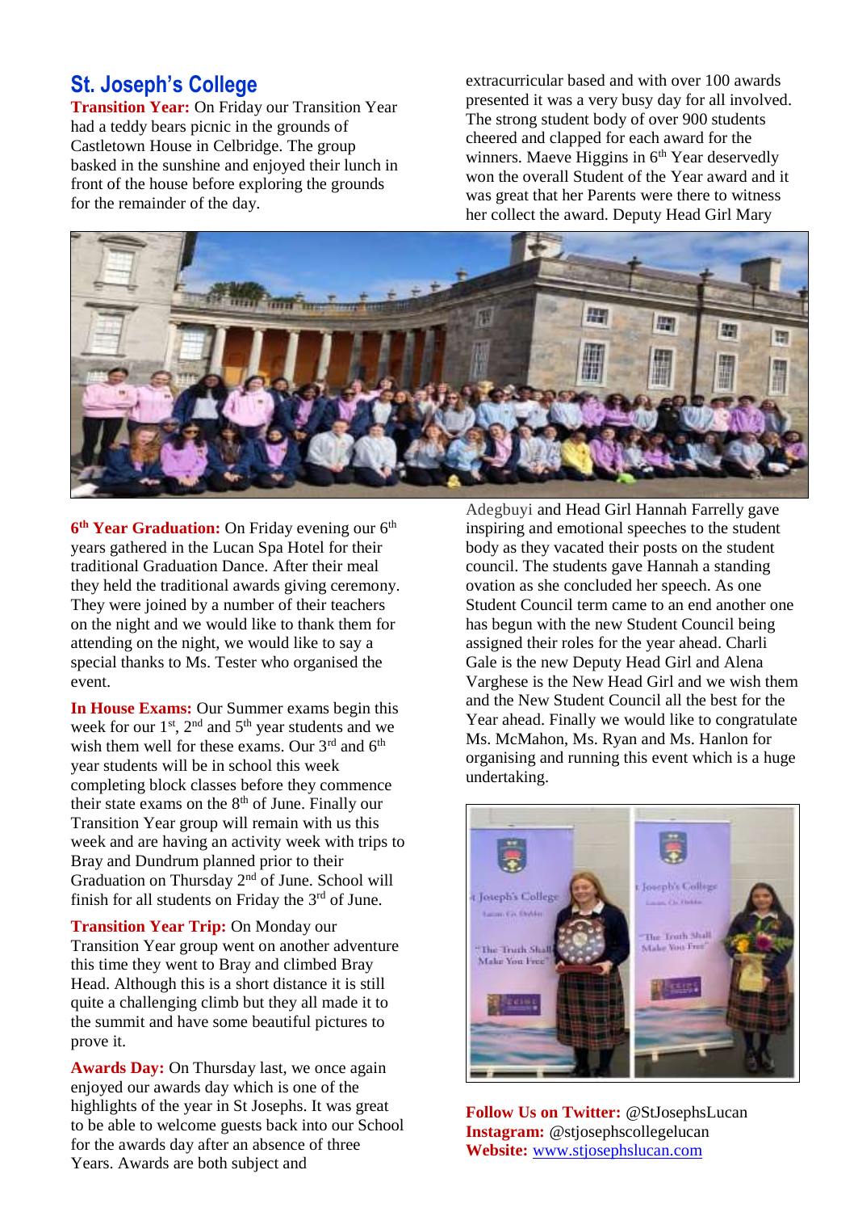## St. Joseph's College

**Transition Year:** On Friday our Transition Year had a teddy bears picnic in the grounds of Castletown House in Celbridge. The group basked in the sunshine and enjoyed their lunch in front of the house before exploring the grounds for the remainder of the day.

**6th Year Graduation:** On Friday evening our 6th years gathered in the Lucan Spa Hotel for their traditional Graduation Dance. After their meal they held the traditional awards giving ceremony. They were joined by a number of their teachers on the night and we would like to thank them for attending on the night, we would like to say a special thanks to Ms. Tester who organised the event.

**In House Exams:** Our Summer exams begin this week for our 1st, 2nd and 5th year students and we wish them well for these exams. Our 3rd and 6th year students will be in school this week completing block classes before they commence their state exams on the 8th of June. Finally our Transition Year group will remain with us this week and are having an activity week with trips to Bray and Dundrum planned prior to their Graduation on Thursday 2nd of June. School will finish for all students on Friday the 3rd of June.

**Transition Year Trip:** On Monday our Transition Year group went on another adventure this time they went to Bray and climbed Bray Head. Although this is a short distance it is still quite a challenging climb but they all made it to the summit and have some beautiful pictures to prove it.

**Awards Day:** On Thursday last, we once again enjoyed our awards day which is one of the highlights of the year in St Josephs. It was great to be able to welcome guests back into our School for the awards day after an absence of three Years. Awards are both subject and extracurricular based and with over 100 awards presented it was a very busy day for all involved. The strong student body of over 900 students cheered and clapped for each award for the winners. Maeve Higgins in 6th Year deservedly won the overall Student of the Year award and it was great that her Parents were there to witness her collect the award. Deputy Head Girl Mary Adegbuyi and Head Girl Hannah Farrelly gave inspiring and emotional speeches to the student body as they vacated their posts on the student council. The students gave Hannah a standing ovation as she concluded her speech. As one Student Council term came to an end another one has begun with the new Student Council being assigned their roles for the year ahead. Charli Gale is the new Deputy Head Girl and Alena Varghese is the New Head Girl and we wish them and the New Student Council all the best for the Year ahead. Finally we would like to congratulate Ms. McMahon, Ms. Ryan and Ms. Hanlon for organising and running this event which is a huge undertaking.

**Follow Us on Twitter:** @StJosephsLucan
**Instagram:** @stjosephscollegelucan
**Website:** www.stjosephslucan.com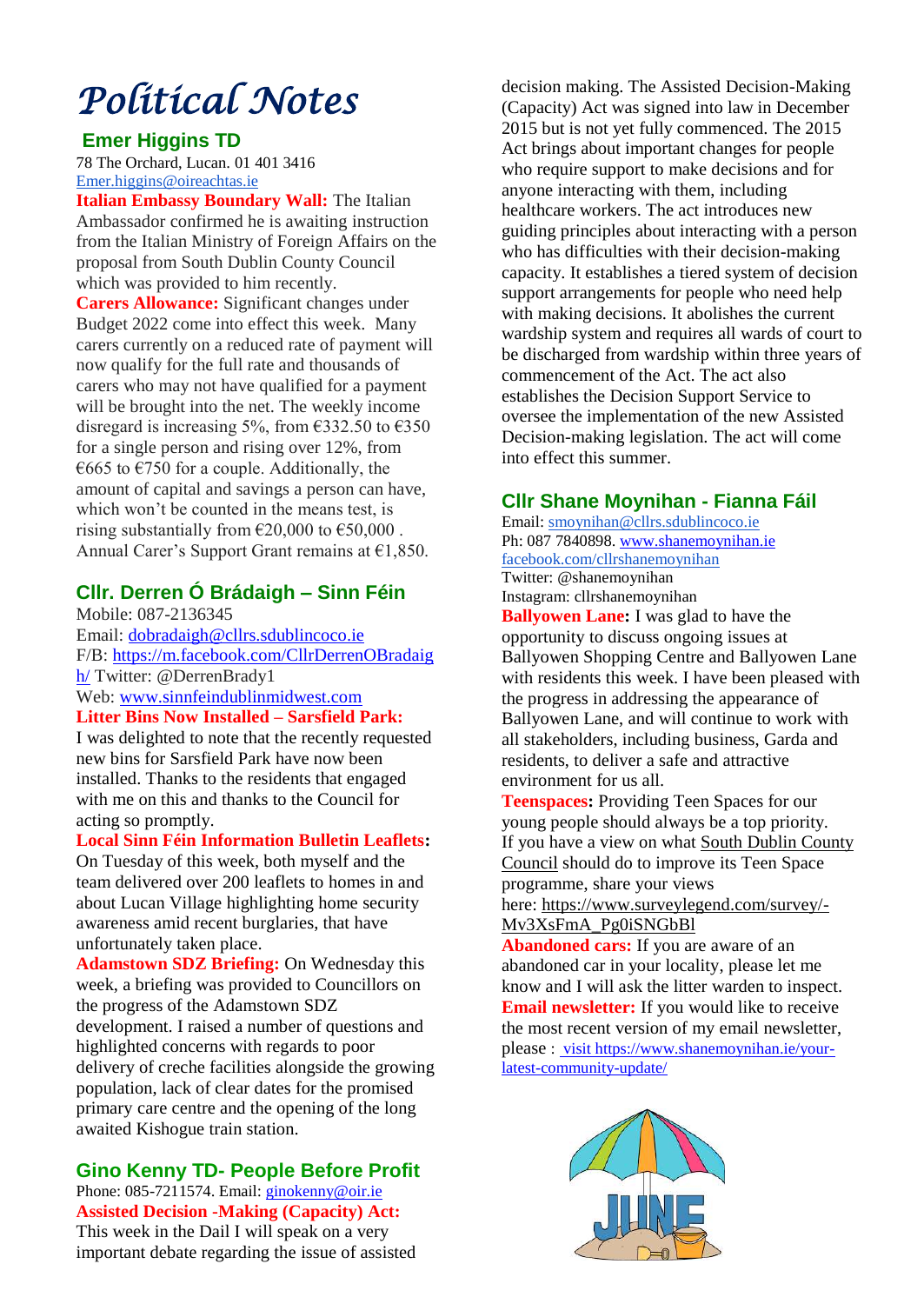# Political Notes

## Emer Higgins TD

78 The Orchard, Lucan. 01 401 3416
Emer.higgins@oireachtas.ie

**Italian Embassy Boundary Wall:** The Italian Ambassador confirmed he is awaiting instruction from the Italian Ministry of Foreign Affairs on the proposal from South Dublin County Council which was provided to him recently.

**Carers Allowance:** Significant changes under Budget 2022 come into effect this week. Many carers currently on a reduced rate of payment will now qualify for the full rate and thousands of carers who may not have qualified for a payment will be brought into the net. The weekly income disregard is increasing 5%, from €332.50 to €350 for a single person and rising over 12%, from €665 to €750 for a couple. Additionally, the amount of capital and savings a person can have, which won't be counted in the means test, is rising substantially from €20,000 to €50,000 . Annual Carer's Support Grant remains at €1,850.

## Cllr. Derren Ó Brádaigh – Sinn Féin

Mobile: 087-2136345
Email: dobradaigh@cllrs.sdublincoco.ie
F/B: https://m.facebook.com/CllrDerrenOBradaigh/ Twitter: @DerrenBrady1
Web: www.sinnfeindublinmidwest.com

**Litter Bins Now Installed – Sarsfield Park:** I was delighted to note that the recently requested new bins for Sarsfield Park have now been installed. Thanks to the residents that engaged with me on this and thanks to the Council for acting so promptly.

**Local Sinn Féin Information Bulletin Leaflets:** On Tuesday of this week, both myself and the team delivered over 200 leaflets to homes in and about Lucan Village highlighting home security awareness amid recent burglaries, that have unfortunately taken place.

**Adamstown SDZ Briefing:** On Wednesday this week, a briefing was provided to Councillors on the progress of the Adamstown SDZ development. I raised a number of questions and highlighted concerns with regards to poor delivery of creche facilities alongside the growing population, lack of clear dates for the promised primary care centre and the opening of the long awaited Kishogue train station.

## Gino Kenny TD- People Before Profit

Phone: 085-7211574. Email: ginokenny@oir.ie

**Assisted Decision -Making (Capacity) Act:** This week in the Dail I will speak on a very important debate regarding the issue of assisted decision making. The Assisted Decision-Making (Capacity) Act was signed into law in December 2015 but is not yet fully commenced. The 2015 Act brings about important changes for people who require support to make decisions and for anyone interacting with them, including healthcare workers. The act introduces new guiding principles about interacting with a person who has difficulties with their decision-making capacity. It establishes a tiered system of decision support arrangements for people who need help with making decisions. It abolishes the current wardship system and requires all wards of court to be discharged from wardship within three years of commencement of the Act. The act also establishes the Decision Support Service to oversee the implementation of the new Assisted Decision-making legislation. The act will come into effect this summer.

## Cllr Shane Moynihan - Fianna Fáil

Email: smoynihan@cllrs.sdublincoco.ie
Ph: 087 7840898. www.shanemoynihan.ie
facebook.com/cllrshanemoynihan
Twitter: @shanemoynihan
Instagram: cllrshanemoynihan

**Ballyowen Lane:** I was glad to have the opportunity to discuss ongoing issues at Ballyowen Shopping Centre and Ballyowen Lane with residents this week. I have been pleased with the progress in addressing the appearance of Ballyowen Lane, and will continue to work with all stakeholders, including business, Garda and residents, to deliver a safe and attractive environment for us all.

**Teenspaces:** Providing Teen Spaces for our young people should always be a top priority. If you have a view on what South Dublin County Council should do to improve its Teen Space programme, share your views here: https://www.surveylegend.com/survey/-Mv3XsFmA_Pg0iSNGbBl

**Abandoned cars:** If you are aware of an abandoned car in your locality, please let me know and I will ask the litter warden to inspect.

**Email newsletter:** If you would like to receive the most recent version of my email newsletter, please : visit https://www.shanemoynihan.ie/your-latest-community-update/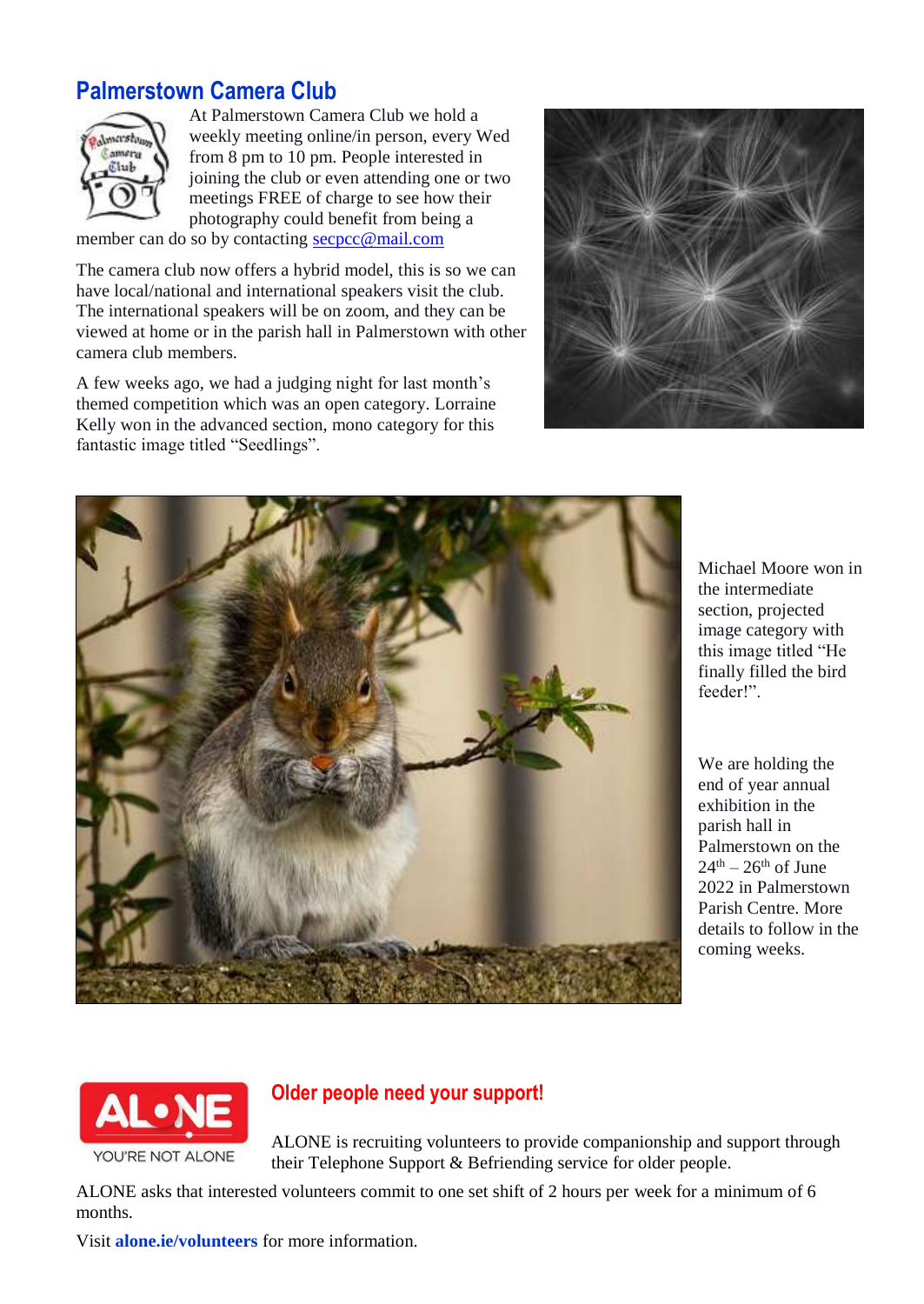## Palmerstown Camera Club

At Palmerstown Camera Club we hold a weekly meeting online/in person, every Wed from 8 pm to 10 pm. People interested in joining the club or even attending one or two meetings FREE of charge to see how their photography could benefit from being a member can do so by contacting secpcc@mail.com

The camera club now offers a hybrid model, this is so we can have local/national and international speakers visit the club. The international speakers will be on zoom, and they can be viewed at home or in the parish hall in Palmerstown with other camera club members.

A few weeks ago, we had a judging night for last month's themed competition which was an open category. Lorraine Kelly won in the advanced section, mono category for this fantastic image titled "Seedlings".

Michael Moore won in the intermediate section, projected image category with this image titled "He finally filled the bird feeder!".

We are holding the end of year annual exhibition in the parish hall in Palmerstown on the 24th – 26th of June 2022 in Palmerstown Parish Centre. More details to follow in the coming weeks.

## Older people need your support!

ALONE is recruiting volunteers to provide companionship and support through their Telephone Support & Befriending service for older people.

ALONE asks that interested volunteers commit to one set shift of 2 hours per week for a minimum of 6 months.

Visit **alone.ie/volunteers** for more information.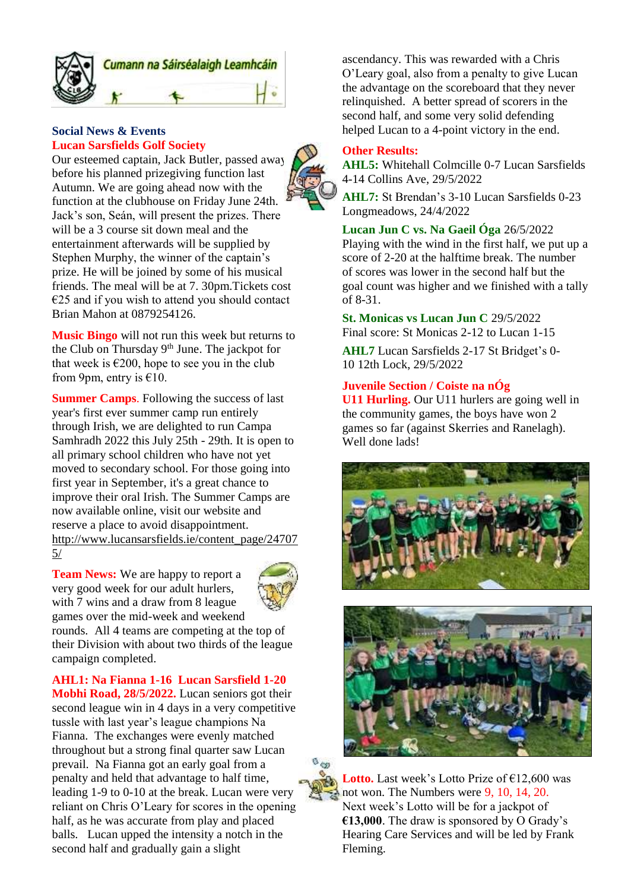Cumann na Sáirséalaigh Leamhcáin

## Social News & Events

### Lucan Sarsfields Golf Society

Our esteemed captain, Jack Butler, passed away before his planned prizegiving function last Autumn. We are going ahead now with the function at the clubhouse on Friday June 24th. Jack's son, Seán, will present the prizes. There will be a 3 course sit down meal and the entertainment afterwards will be supplied by Stephen Murphy, the winner of the captain's prize. He will be joined by some of his musical friends. The meal will be at 7. 30pm.Tickets cost €25 and if you wish to attend you should contact Brian Mahon at 0879254126.

**Music Bingo** will not run this week but returns to the Club on Thursday 9th June. The jackpot for that week is €200, hope to see you in the club from 9pm, entry is €10.

**Summer Camps**. Following the success of last year's first ever summer camp run entirely through Irish, we are delighted to run Campa Samhradh 2022 this July 25th - 29th. It is open to all primary school children who have not yet moved to secondary school. For those going into first year in September, it's a great chance to improve their oral Irish. The Summer Camps are now available online, visit our website and reserve a place to avoid disappointment. http://www.lucansarsfields.ie/content_page/247075/

**Team News:** We are happy to report a very good week for our adult hurlers, with 7 wins and a draw from 8 league games over the mid-week and weekend rounds. All 4 teams are competing at the top of their Division with about two thirds of the league campaign completed.

**AHL1: Na Fianna 1-16 Lucan Sarsfield 1-20 Mobhi Road, 28/5/2022.** Lucan seniors got their second league win in 4 days in a very competitive tussle with last year's league champions Na Fianna. The exchanges were evenly matched throughout but a strong final quarter saw Lucan prevail. Na Fianna got an early goal from a penalty and held that advantage to half time, leading 1-9 to 0-10 at the break. Lucan were very reliant on Chris O'Leary for scores in the opening half, as he was accurate from play and placed balls. Lucan upped the intensity a notch in the second half and gradually gain a slight ascendancy. This was rewarded with a Chris O'Leary goal, also from a penalty to give Lucan the advantage on the scoreboard that they never relinquished. A better spread of scorers in the second half, and some very solid defending helped Lucan to a 4-point victory in the end.

### Other Results:

**AHL5:** Whitehall Colmcille 0-7 Lucan Sarsfields 4-14 Collins Ave, 29/5/2022

**AHL7:** St Brendan's 3-10 Lucan Sarsfields 0-23 Longmeadows, 24/4/2022

**Lucan Jun C vs. Na Gaeil Óga** 26/5/2022
Playing with the wind in the first half, we put up a score of 2-20 at the halftime break. The number of scores was lower in the second half but the goal count was higher and we finished with a tally of 8-31.

**St. Monicas vs Lucan Jun C** 29/5/2022
Final score: St Monicas 2-12 to Lucan 1-15

**AHL7** Lucan Sarsfields 2-17 St Bridget's 0-10 12th Lock, 29/5/2022

### Juvenile Section / Coiste na nÓg

**U11 Hurling.** Our U11 hurlers are going well in the community games, the boys have won 2 games so far (against Skerries and Ranelagh). Well done lads!

**Lotto.** Last week's Lotto Prize of €12,600 was not won. The Numbers were 9, 10, 14, 20. Next week's Lotto will be for a jackpot of **€13,000**. The draw is sponsored by O Grady's Hearing Care Services and will be led by Frank Fleming.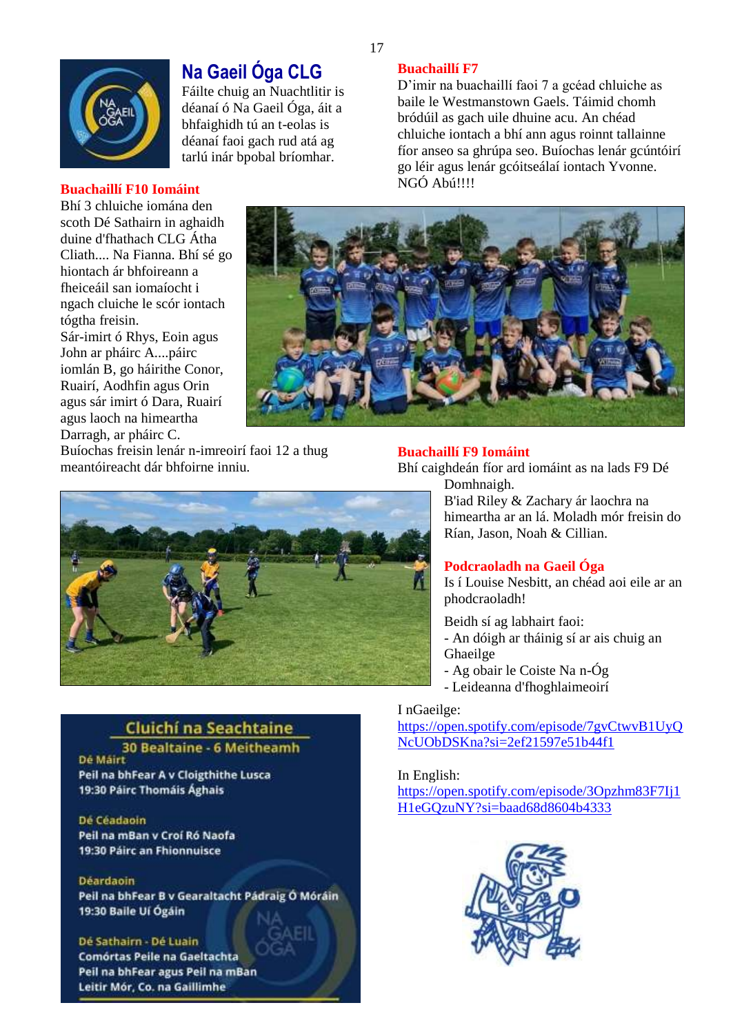## Na Gaeil Óga CLG

Fáilte chuig an Nuachtlitir is déanaí ó Na Gaeil Óga, áit a bhfaighidh tú an t-eolas is déanaí faoi gach rud atá ag tarlú inár bpobal bríomhar.

### Buachaillí F10 Iomáint

Bhí 3 chluiche iomána den scoth Dé Sathairn in aghaidh duine d'fhathach CLG Átha Cliath.... Na Fianna. Bhí sé go hiontach ár bhfoireann a fheiceáil san iomaíocht i ngach cluiche le scór iontach tógtha freisin.

Sár-imirt ó Rhys, Eoin agus John ar pháirc A....páirc iomlán B, go háirithe Conor, Ruairí, Aodhfin agus Orin agus sár imirt ó Dara, Ruairí agus laoch na himeartha Darragh, ar pháirc C.

Buíochas freisin lenár n-imreoirí faoi 12 a thug meantóireacht dár bhfoirne inniu.

### Cluichí na Seachtaine

**30 Bealtaine - 6 Meitheamh**

**Dé Máirt**
Peil na bhFear A v Cloigthithe Lusca
19:30 Páirc Thomáis Ághais

**Dé Céadaoin**
Peil na mBan v Croí Ró Naofa
19:30 Páirc an Fhionnuisce

**Déardaoin**
Peil na bhFear B v Gearaltacht Pádraig Ó Móráin
19:30 Baile Uí Ógáin

**Dé Sathairn - Dé Luain**
Comórtas Peile na Gaeltachta
Peil na bhFear agus Peil na mBan
Leitir Mór, Co. na Gaillimhe

### Buachaillí F7

D'imir na buachaillí faoi 7 a gcéad chluiche as baile le Westmanstown Gaels. Táimid chomh bródúil as gach uile dhuine acu. An chéad chluiche iontach a bhí ann agus roinnt tallainne fíor anseo sa ghrúpa seo. Buíochas lenár gcúntóirí go léir agus lenár gcóitseálaí iontach Yvonne. NGÓ Abú!!!!

### Buachaillí F9 Iomáint

Bhí caighdeán fíor ard iomáint as na lads F9 Dé Domhnaigh.

B'iad Riley & Zachary ár laochra na himeartha ar an lá. Moladh mór freisin do Rían, Jason, Noah & Cillian.

### Podcraoladh na Gaeil Óga

Is í Louise Nesbitt, an chéad aoi eile ar an phodcraoladh!

Beidh sí ag labhairt faoi:
- An dóigh ar tháinig sí ar ais chuig an Ghaeilge
- Ag obair le Coiste Na n-Óg
- Leideanna d'fhoghlaimeoirí

I nGaeilge:
https://open.spotify.com/episode/7gvCtwvB1UyQNcUObDSKna?si=2ef21597e51b44f1

In English:
https://open.spotify.com/episode/3Opzhm83F7Ij1H1eGQzuNY?si=baad68d8604b4333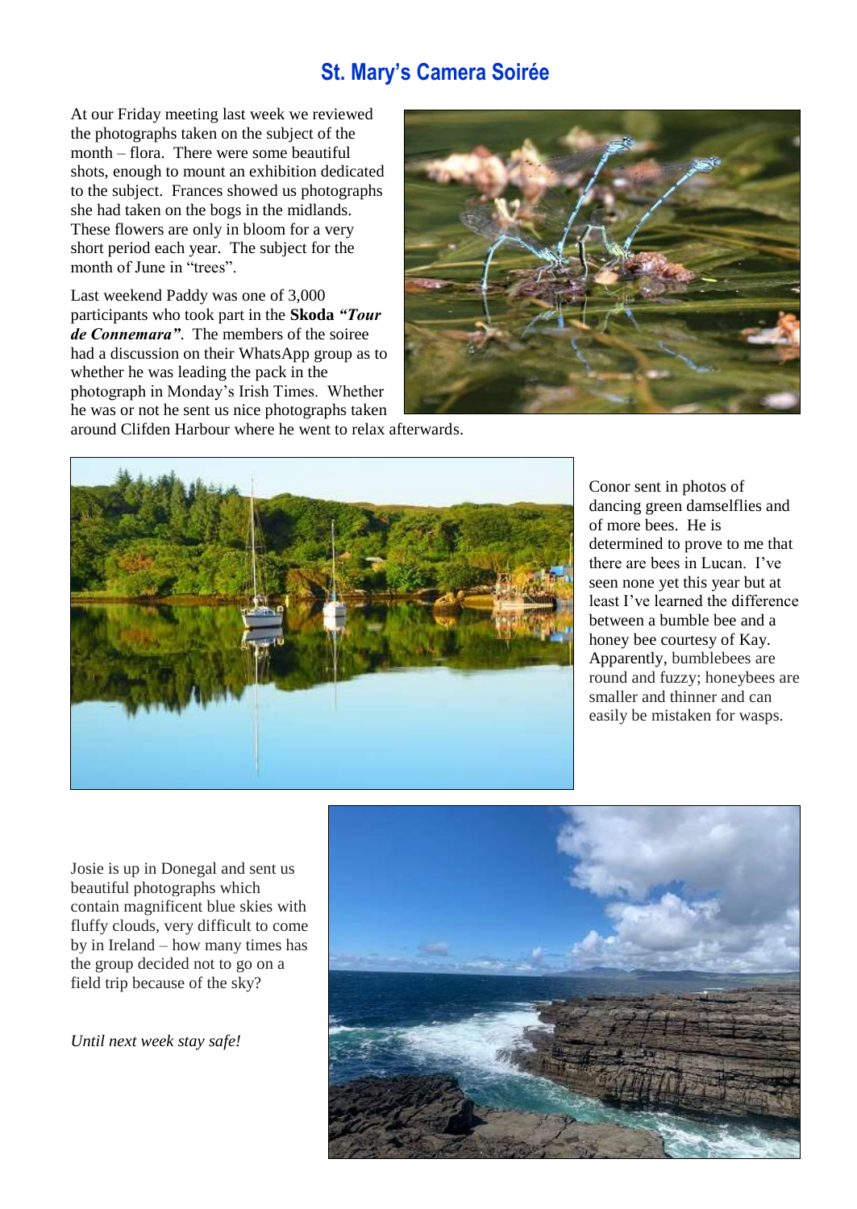## St. Mary's Camera Soirée

At our Friday meeting last week we reviewed the photographs taken on the subject of the month – flora. There were some beautiful shots, enough to mount an exhibition dedicated to the subject. Frances showed us photographs she had taken on the bogs in the midlands. These flowers are only in bloom for a very short period each year. The subject for the month of June in "trees".

Last weekend Paddy was one of 3,000 participants who took part in the **Skoda *"Tour de Connemara"***. The members of the soiree had a discussion on their WhatsApp group as to whether he was leading the pack in the photograph in Monday's Irish Times. Whether he was or not he sent us nice photographs taken around Clifden Harbour where he went to relax afterwards.

Conor sent in photos of dancing green damselflies and of more bees. He is determined to prove to me that there are bees in Lucan. I've seen none yet this year but at least I've learned the difference between a bumble bee and a honey bee courtesy of Kay. Apparently, bumblebees are round and fuzzy; honeybees are smaller and thinner and can easily be mistaken for wasps.

Josie is up in Donegal and sent us beautiful photographs which contain magnificent blue skies with fluffy clouds, very difficult to come by in Ireland – how many times has the group decided not to go on a field trip because of the sky?

*Until next week stay safe!*